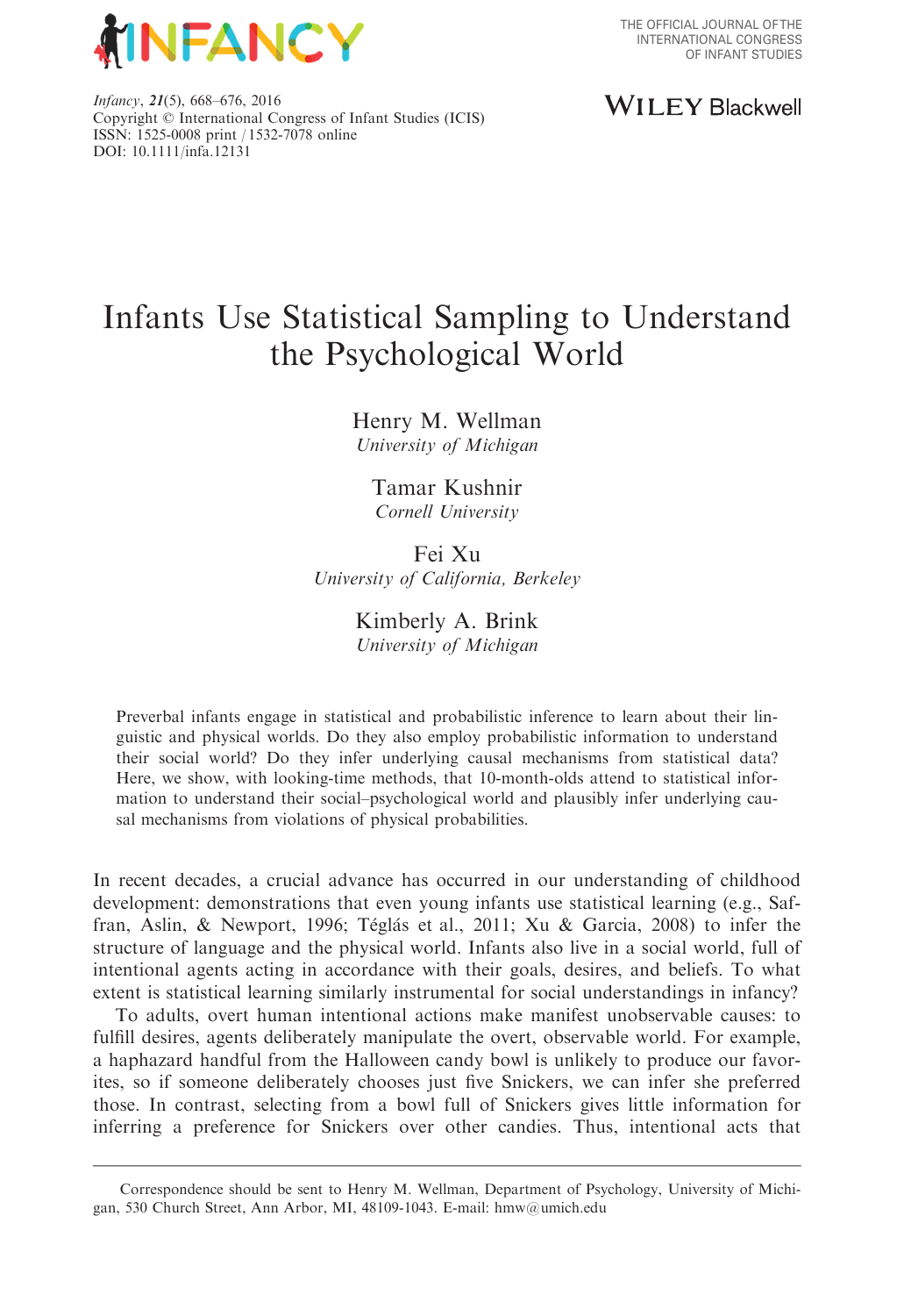Infancy, 21(5), 668–676, 2016
Copyright © International Congress of Infant Studies (ICIS)
ISSN: 1525-0008 print / 1532-7078 online
DOI: 10.1111/infa.12131

# Infants Use Statistical Sampling to Understand the Psychological World

Henry M. Wellman
*University of Michigan*

Tamar Kushnir
*Cornell University*

Fei Xu
*University of California, Berkeley*

Kimberly A. Brink
*University of Michigan*

Preverbal infants engage in statistical and probabilistic inference to learn about their linguistic and physical worlds. Do they also employ probabilistic information to understand their social world? Do they infer underlying causal mechanisms from statistical data? Here, we show, with looking-time methods, that 10-month-olds attend to statistical information to understand their social–psychological world and plausibly infer underlying causal mechanisms from violations of physical probabilities.

In recent decades, a crucial advance has occurred in our understanding of childhood development: demonstrations that even young infants use statistical learning (e.g., Saffran, Aslin, & Newport, 1996; Téglás et al., 2011; Xu & Garcia, 2008) to infer the structure of language and the physical world. Infants also live in a social world, full of intentional agents acting in accordance with their goals, desires, and beliefs. To what extent is statistical learning similarly instrumental for social understandings in infancy?

To adults, overt human intentional actions make manifest unobservable causes: to fulfill desires, agents deliberately manipulate the overt, observable world. For example, a haphazard handful from the Halloween candy bowl is unlikely to produce our favorites, so if someone deliberately chooses just five Snickers, we can infer she preferred those. In contrast, selecting from a bowl full of Snickers gives little information for inferring a preference for Snickers over other candies. Thus, intentional acts that

Correspondence should be sent to Henry M. Wellman, Department of Psychology, University of Michigan, 530 Church Street, Ann Arbor, MI, 48109-1043. E-mail: hmw@umich.edu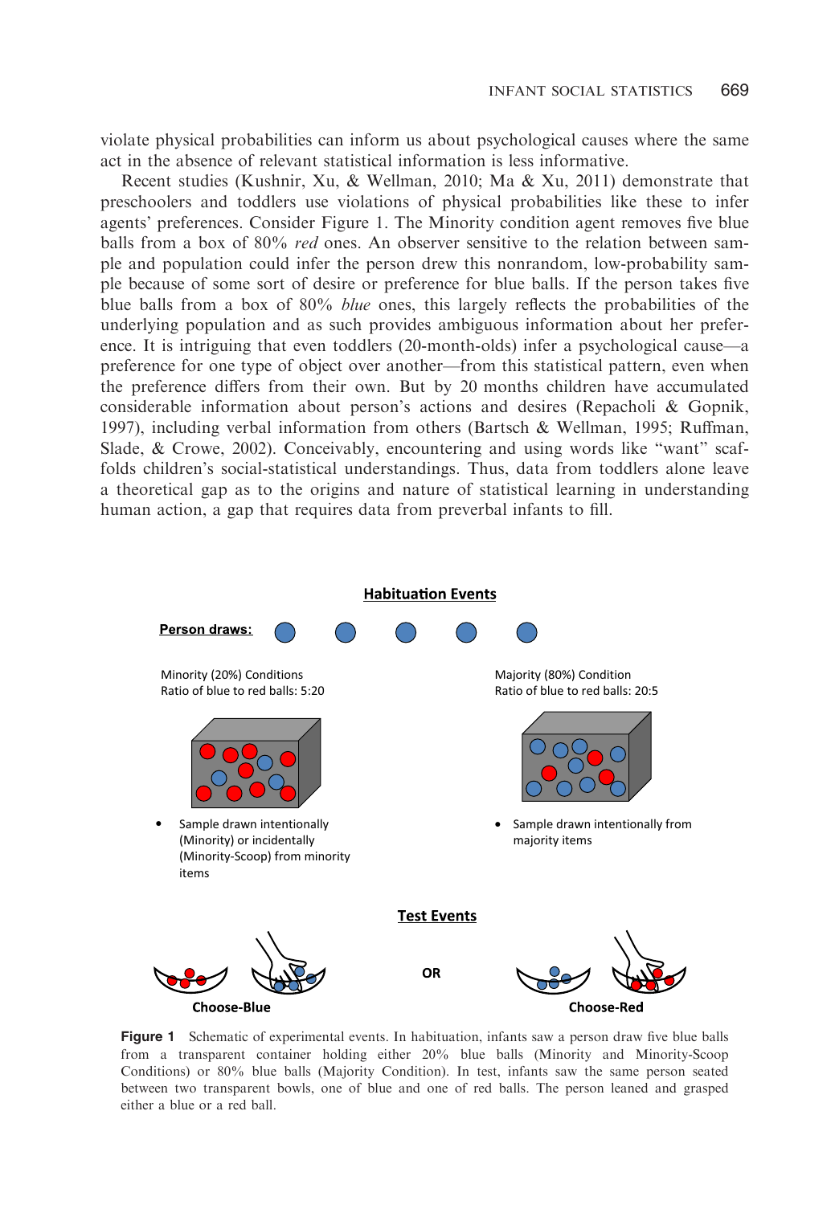violate physical probabilities can inform us about psychological causes where the same act in the absence of relevant statistical information is less informative.

Recent studies (Kushnir, Xu, & Wellman, 2010; Ma & Xu, 2011) demonstrate that preschoolers and toddlers use violations of physical probabilities like these to infer agents' preferences. Consider Figure 1. The Minority condition agent removes five blue balls from a box of 80% *red* ones. An observer sensitive to the relation between sample and population could infer the person drew this nonrandom, low-probability sample because of some sort of desire or preference for blue balls. If the person takes five blue balls from a box of 80% *blue* ones, this largely reflects the probabilities of the underlying population and as such provides ambiguous information about her preference. It is intriguing that even toddlers (20-month-olds) infer a psychological cause—a preference for one type of object over another—from this statistical pattern, even when the preference differs from their own. But by 20 months children have accumulated considerable information about person's actions and desires (Repacholi & Gopnik, 1997), including verbal information from others (Bartsch & Wellman, 1995; Ruffman, Slade, & Crowe, 2002). Conceivably, encountering and using words like "want" scaffolds children's social-statistical understandings. Thus, data from toddlers alone leave a theoretical gap as to the origins and nature of statistical learning in understanding human action, a gap that requires data from preverbal infants to fill.

**Habituation Events**

**Person draws:**

Minority (20%) Conditions
Ratio of blue to red balls: 5:20

- Sample drawn intentionally (Minority) or incidentally (Minority-Scoop) from minority items

Majority (80%) Condition
Ratio of blue to red balls: 20:5

- Sample drawn intentionally from majority items

**Test Events**

**Choose-Blue** OR **Choose-Red**

**Figure 1** Schematic of experimental events. In habituation, infants saw a person draw five blue balls from a transparent container holding either 20% blue balls (Minority and Minority-Scoop Conditions) or 80% blue balls (Majority Condition). In test, infants saw the same person seated between two transparent bowls, one of blue and one of red balls. The person leaned and grasped either a blue or a red ball.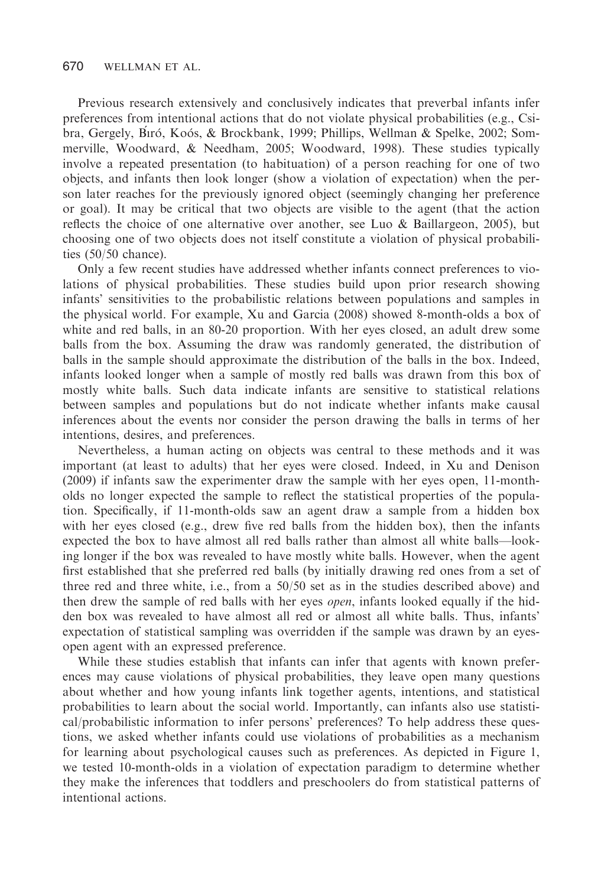Previous research extensively and conclusively indicates that preverbal infants infer preferences from intentional actions that do not violate physical probabilities (e.g., Csibra, Gergely, Bíró, Koós, & Brockbank, 1999; Phillips, Wellman & Spelke, 2002; Sommerville, Woodward, & Needham, 2005; Woodward, 1998). These studies typically involve a repeated presentation (to habituation) of a person reaching for one of two objects, and infants then look longer (show a violation of expectation) when the person later reaches for the previously ignored object (seemingly changing her preference or goal). It may be critical that two objects are visible to the agent (that the action reflects the choice of one alternative over another, see Luo & Baillargeon, 2005), but choosing one of two objects does not itself constitute a violation of physical probabilities (50/50 chance).

Only a few recent studies have addressed whether infants connect preferences to violations of physical probabilities. These studies build upon prior research showing infants' sensitivities to the probabilistic relations between populations and samples in the physical world. For example, Xu and Garcia (2008) showed 8-month-olds a box of white and red balls, in an 80-20 proportion. With her eyes closed, an adult drew some balls from the box. Assuming the draw was randomly generated, the distribution of balls in the sample should approximate the distribution of the balls in the box. Indeed, infants looked longer when a sample of mostly red balls was drawn from this box of mostly white balls. Such data indicate infants are sensitive to statistical relations between samples and populations but do not indicate whether infants make causal inferences about the events nor consider the person drawing the balls in terms of her intentions, desires, and preferences.

Nevertheless, a human acting on objects was central to these methods and it was important (at least to adults) that her eyes were closed. Indeed, in Xu and Denison (2009) if infants saw the experimenter draw the sample with her eyes open, 11-month-olds no longer expected the sample to reflect the statistical properties of the population. Specifically, if 11-month-olds saw an agent draw a sample from a hidden box with her eyes closed (e.g., drew five red balls from the hidden box), then the infants expected the box to have almost all red balls rather than almost all white balls—looking longer if the box was revealed to have mostly white balls. However, when the agent first established that she preferred red balls (by initially drawing red ones from a set of three red and three white, i.e., from a 50/50 set as in the studies described above) and then drew the sample of red balls with her eyes *open*, infants looked equally if the hidden box was revealed to have almost all red or almost all white balls. Thus, infants' expectation of statistical sampling was overridden if the sample was drawn by an eyes-open agent with an expressed preference.

While these studies establish that infants can infer that agents with known preferences may cause violations of physical probabilities, they leave open many questions about whether and how young infants link together agents, intentions, and statistical probabilities to learn about the social world. Importantly, can infants also use statistical/probabilistic information to infer persons' preferences? To help address these questions, we asked whether infants could use violations of probabilities as a mechanism for learning about psychological causes such as preferences. As depicted in Figure 1, we tested 10-month-olds in a violation of expectation paradigm to determine whether they make the inferences that toddlers and preschoolers do from statistical patterns of intentional actions.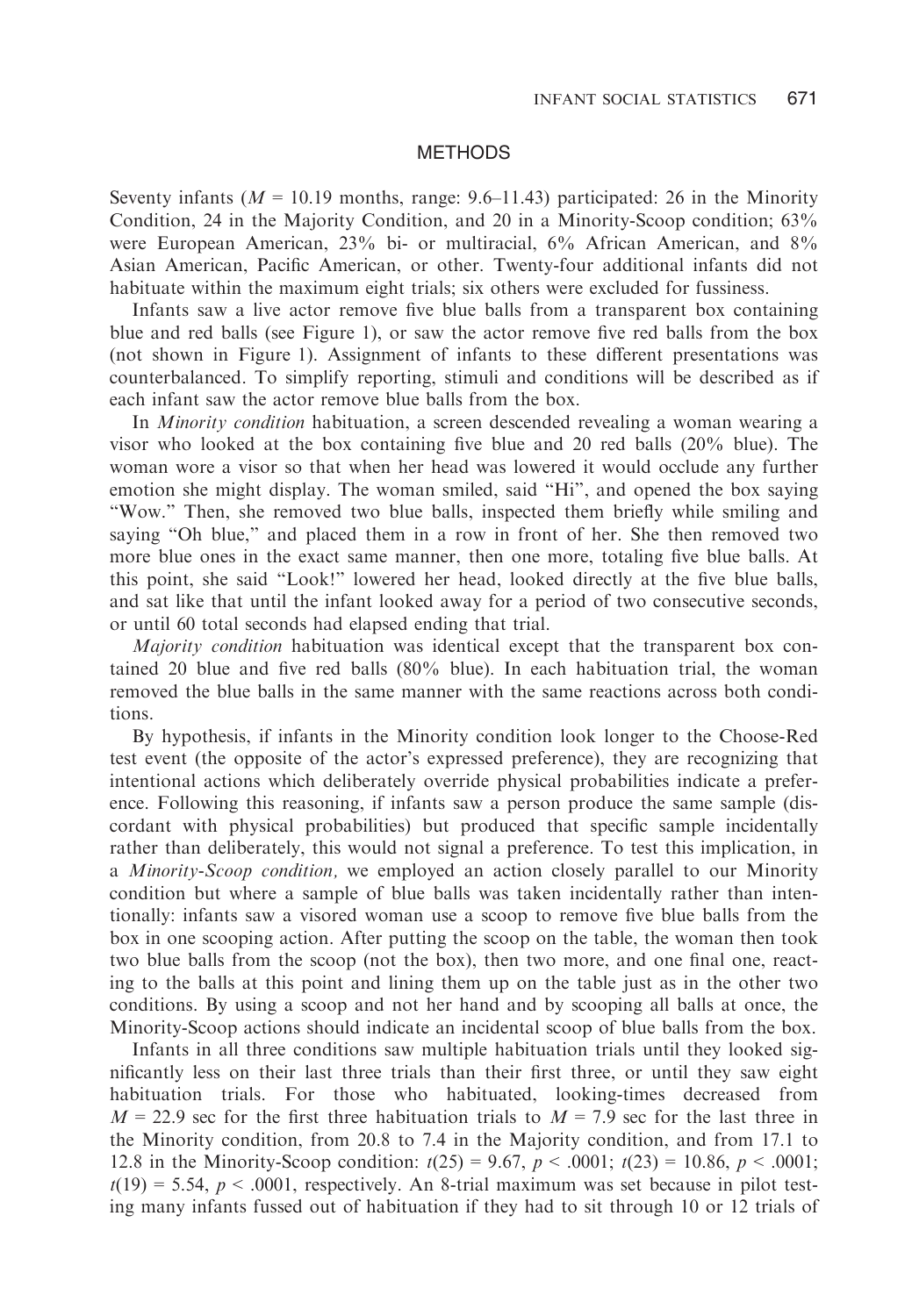## METHODS

Seventy infants ($M = 10.19$ months, range: 9.6–11.43) participated: 26 in the Minority Condition, 24 in the Majority Condition, and 20 in a Minority-Scoop condition; 63% were European American, 23% bi- or multiracial, 6% African American, and 8% Asian American, Pacific American, or other. Twenty-four additional infants did not habituate within the maximum eight trials; six others were excluded for fussiness.

Infants saw a live actor remove five blue balls from a transparent box containing blue and red balls (see Figure 1), or saw the actor remove five red balls from the box (not shown in Figure 1). Assignment of infants to these different presentations was counterbalanced. To simplify reporting, stimuli and conditions will be described as if each infant saw the actor remove blue balls from the box.

In *Minority condition* habituation, a screen descended revealing a woman wearing a visor who looked at the box containing five blue and 20 red balls (20% blue). The woman wore a visor so that when her head was lowered it would occlude any further emotion she might display. The woman smiled, said "Hi", and opened the box saying "Wow." Then, she removed two blue balls, inspected them briefly while smiling and saying "Oh blue," and placed them in a row in front of her. She then removed two more blue ones in the exact same manner, then one more, totaling five blue balls. At this point, she said "Look!" lowered her head, looked directly at the five blue balls, and sat like that until the infant looked away for a period of two consecutive seconds, or until 60 total seconds had elapsed ending that trial.

*Majority condition* habituation was identical except that the transparent box contained 20 blue and five red balls (80% blue). In each habituation trial, the woman removed the blue balls in the same manner with the same reactions across both conditions.

By hypothesis, if infants in the Minority condition look longer to the Choose-Red test event (the opposite of the actor's expressed preference), they are recognizing that intentional actions which deliberately override physical probabilities indicate a preference. Following this reasoning, if infants saw a person produce the same sample (discordant with physical probabilities) but produced that specific sample incidentally rather than deliberately, this would not signal a preference. To test this implication, in a *Minority-Scoop condition,* we employed an action closely parallel to our Minority condition but where a sample of blue balls was taken incidentally rather than intentionally: infants saw a visored woman use a scoop to remove five blue balls from the box in one scooping action. After putting the scoop on the table, the woman then took two blue balls from the scoop (not the box), then two more, and one final one, reacting to the balls at this point and lining them up on the table just as in the other two conditions. By using a scoop and not her hand and by scooping all balls at once, the Minority-Scoop actions should indicate an incidental scoop of blue balls from the box.

Infants in all three conditions saw multiple habituation trials until they looked significantly less on their last three trials than their first three, or until they saw eight habituation trials. For those who habituated, looking-times decreased from $M = 22.9$ sec for the first three habituation trials to $M = 7.9$ sec for the last three in the Minority condition, from 20.8 to 7.4 in the Majority condition, and from 17.1 to 12.8 in the Minority-Scoop condition: $t(25) = 9.67$, $p < .0001$; $t(23) = 10.86$, $p < .0001$; $t(19) = 5.54$, $p < .0001$, respectively. An 8-trial maximum was set because in pilot testing many infants fussed out of habituation if they had to sit through 10 or 12 trials of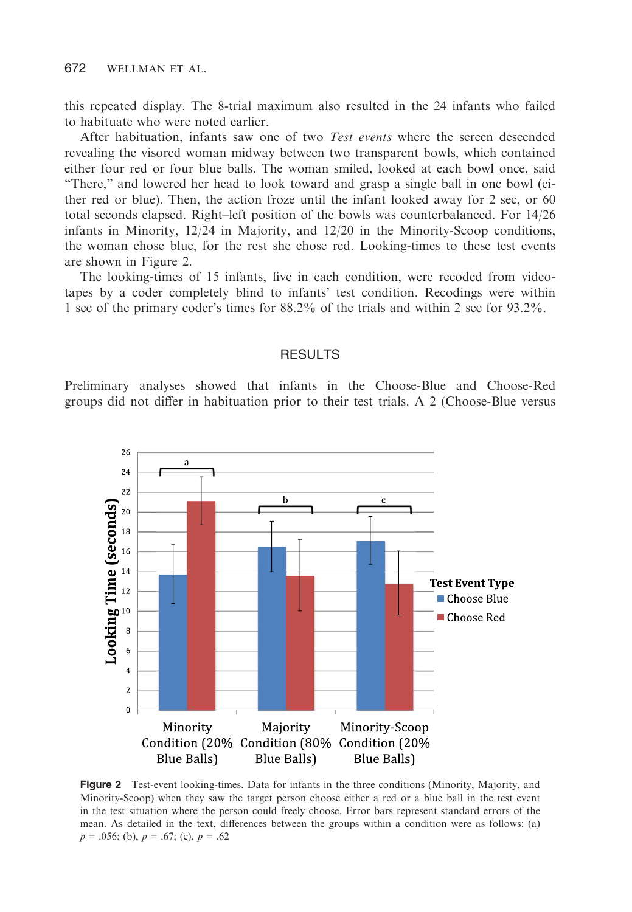this repeated display. The 8-trial maximum also resulted in the 24 infants who failed to habituate who were noted earlier.

After habituation, infants saw one of two *Test events* where the screen descended revealing the visored woman midway between two transparent bowls, which contained either four red or four blue balls. The woman smiled, looked at each bowl once, said "There," and lowered her head to look toward and grasp a single ball in one bowl (either red or blue). Then, the action froze until the infant looked away for 2 sec, or 60 total seconds elapsed. Right–left position of the bowls was counterbalanced. For 14/26 infants in Minority, 12/24 in Majority, and 12/20 in the Minority-Scoop conditions, the woman chose blue, for the rest she chose red. Looking-times to these test events are shown in Figure 2.

The looking-times of 15 infants, five in each condition, were recoded from videotapes by a coder completely blind to infants' test condition. Recodings were within 1 sec of the primary coder's times for 88.2% of the trials and within 2 sec for 93.2%.

## RESULTS

Preliminary analyses showed that infants in the Choose-Blue and Choose-Red groups did not differ in habituation prior to their test trials. A 2 (Choose-Blue versus

**Figure 2** Test-event looking-times. Data for infants in the three conditions (Minority, Majority, and Minority-Scoop) when they saw the target person choose either a red or a blue ball in the test event in the test situation where the person could freely choose. Error bars represent standard errors of the mean. As detailed in the text, differences between the groups within a condition were as follows: (a) $p$ = .056; (b), $p$ = .67; (c), $p$ = .62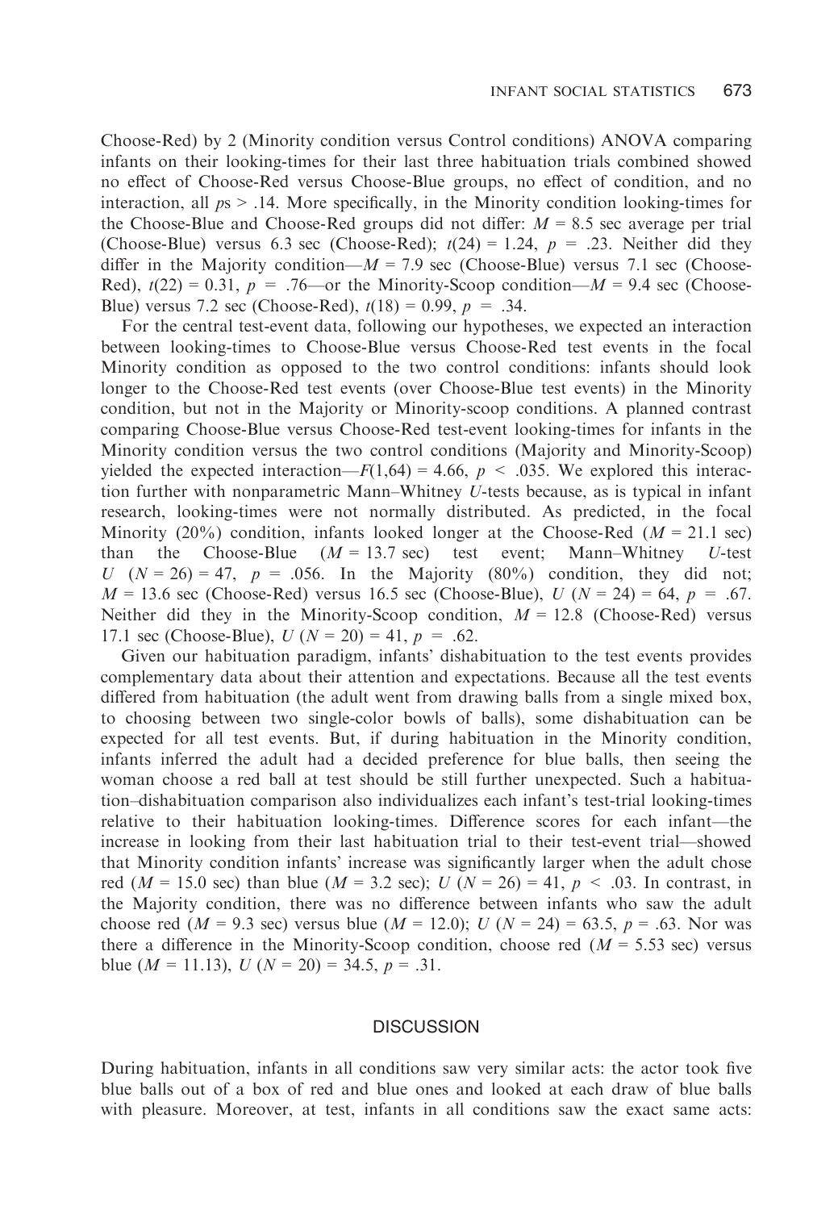Choose-Red) by 2 (Minority condition versus Control conditions) ANOVA comparing infants on their looking-times for their last three habituation trials combined showed no effect of Choose-Red versus Choose-Blue groups, no effect of condition, and no interaction, all $ps > .14$. More specifically, in the Minority condition looking-times for the Choose-Blue and Choose-Red groups did not differ: $M = 8.5$ sec average per trial (Choose-Blue) versus 6.3 sec (Choose-Red); $t(24) = 1.24$, $p = .23$. Neither did they differ in the Majority condition—$M = 7.9$ sec (Choose-Blue) versus 7.1 sec (Choose-Red), $t(22) = 0.31$, $p = .76$—or the Minority-Scoop condition—$M = 9.4$ sec (Choose-Blue) versus 7.2 sec (Choose-Red), $t(18) = 0.99$, $p = .34$.

For the central test-event data, following our hypotheses, we expected an interaction between looking-times to Choose-Blue versus Choose-Red test events in the focal Minority condition as opposed to the two control conditions: infants should look longer to the Choose-Red test events (over Choose-Blue test events) in the Minority condition, but not in the Majority or Minority-scoop conditions. A planned contrast comparing Choose-Blue versus Choose-Red test-event looking-times for infants in the Minority condition versus the two control conditions (Majority and Minority-Scoop) yielded the expected interaction—$F(1,64) = 4.66$, $p < .035$. We explored this interaction further with nonparametric Mann–Whitney $U$-tests because, as is typical in infant research, looking-times were not normally distributed. As predicted, in the focal Minority (20%) condition, infants looked longer at the Choose-Red ($M = 21.1$ sec) than the Choose-Blue ($M = 13.7$ sec) test event; Mann–Whitney $U$-test $U$ $(N = 26) = 47$, $p = .056$. In the Majority (80%) condition, they did not; $M = 13.6$ sec (Choose-Red) versus 16.5 sec (Choose-Blue), $U$ $(N = 24) = 64$, $p = .67$. Neither did they in the Minority-Scoop condition, $M = 12.8$ (Choose-Red) versus 17.1 sec (Choose-Blue), $U$ $(N = 20) = 41$, $p = .62$.

Given our habituation paradigm, infants' dishabituation to the test events provides complementary data about their attention and expectations. Because all the test events differed from habituation (the adult went from drawing balls from a single mixed box, to choosing between two single-color bowls of balls), some dishabituation can be expected for all test events. But, if during habituation in the Minority condition, infants inferred the adult had a decided preference for blue balls, then seeing the woman choose a red ball at test should be still further unexpected. Such a habituation–dishabituation comparison also individualizes each infant's test-trial looking-times relative to their habituation looking-times. Difference scores for each infant—the increase in looking from their last habituation trial to their test-event trial—showed that Minority condition infants' increase was significantly larger when the adult chose red ($M = 15.0$ sec) than blue ($M = 3.2$ sec); $U$ $(N = 26) = 41$, $p < .03$. In contrast, in the Majority condition, there was no difference between infants who saw the adult choose red ($M = 9.3$ sec) versus blue ($M = 12.0$); $U$ $(N = 24) = 63.5$, $p = .63$. Nor was there a difference in the Minority-Scoop condition, choose red ($M = 5.53$ sec) versus blue ($M = 11.13$), $U$ $(N = 20) = 34.5$, $p = .31$.

## DISCUSSION

During habituation, infants in all conditions saw very similar acts: the actor took five blue balls out of a box of red and blue ones and looked at each draw of blue balls with pleasure. Moreover, at test, infants in all conditions saw the exact same acts: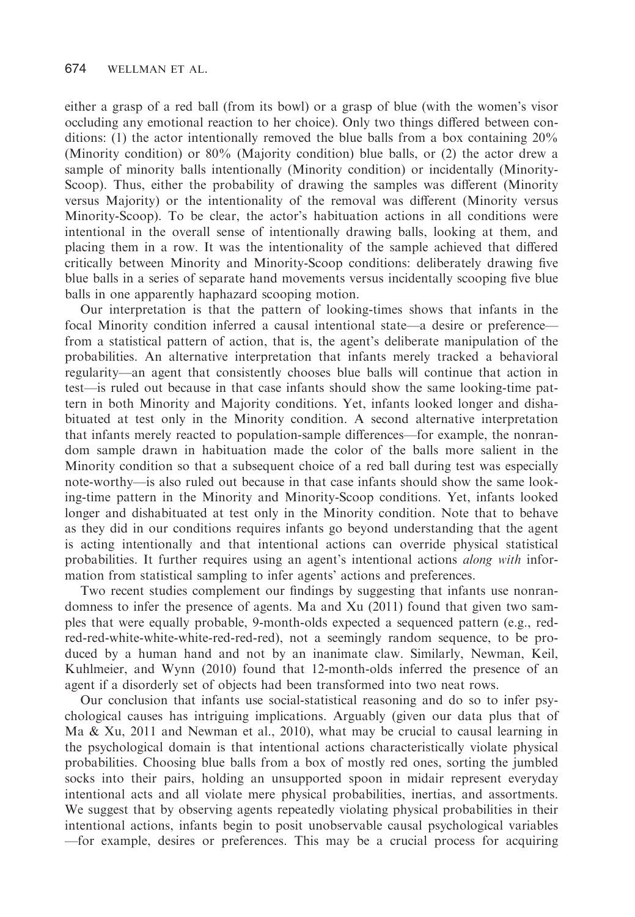either a grasp of a red ball (from its bowl) or a grasp of blue (with the women's visor occluding any emotional reaction to her choice). Only two things differed between conditions: (1) the actor intentionally removed the blue balls from a box containing 20% (Minority condition) or 80% (Majority condition) blue balls, or (2) the actor drew a sample of minority balls intentionally (Minority condition) or incidentally (Minority-Scoop). Thus, either the probability of drawing the samples was different (Minority versus Majority) or the intentionality of the removal was different (Minority versus Minority-Scoop). To be clear, the actor's habituation actions in all conditions were intentional in the overall sense of intentionally drawing balls, looking at them, and placing them in a row. It was the intentionality of the sample achieved that differed critically between Minority and Minority-Scoop conditions: deliberately drawing five blue balls in a series of separate hand movements versus incidentally scooping five blue balls in one apparently haphazard scooping motion.

Our interpretation is that the pattern of looking-times shows that infants in the focal Minority condition inferred a causal intentional state—a desire or preference—from a statistical pattern of action, that is, the agent's deliberate manipulation of the probabilities. An alternative interpretation that infants merely tracked a behavioral regularity—an agent that consistently chooses blue balls will continue that action in test—is ruled out because in that case infants should show the same looking-time pattern in both Minority and Majority conditions. Yet, infants looked longer and dishabituated at test only in the Minority condition. A second alternative interpretation that infants merely reacted to population-sample differences—for example, the nonrandom sample drawn in habituation made the color of the balls more salient in the Minority condition so that a subsequent choice of a red ball during test was especially note-worthy—is also ruled out because in that case infants should show the same looking-time pattern in the Minority and Minority-Scoop conditions. Yet, infants looked longer and dishabituated at test only in the Minority condition. Note that to behave as they did in our conditions requires infants go beyond understanding that the agent is acting intentionally and that intentional actions can override physical statistical probabilities. It further requires using an agent's intentional actions *along with* information from statistical sampling to infer agents' actions and preferences.

Two recent studies complement our findings by suggesting that infants use nonrandomness to infer the presence of agents. Ma and Xu (2011) found that given two samples that were equally probable, 9-month-olds expected a sequenced pattern (e.g., red-red-red-white-white-white-red-red-red), not a seemingly random sequence, to be produced by a human hand and not by an inanimate claw. Similarly, Newman, Keil, Kuhlmeier, and Wynn (2010) found that 12-month-olds inferred the presence of an agent if a disorderly set of objects had been transformed into two neat rows.

Our conclusion that infants use social-statistical reasoning and do so to infer psychological causes has intriguing implications. Arguably (given our data plus that of Ma & Xu, 2011 and Newman et al., 2010), what may be crucial to causal learning in the psychological domain is that intentional actions characteristically violate physical probabilities. Choosing blue balls from a box of mostly red ones, sorting the jumbled socks into their pairs, holding an unsupported spoon in midair represent everyday intentional acts and all violate mere physical probabilities, inertias, and assortments. We suggest that by observing agents repeatedly violating physical probabilities in their intentional actions, infants begin to posit unobservable causal psychological variables—for example, desires or preferences. This may be a crucial process for acquiring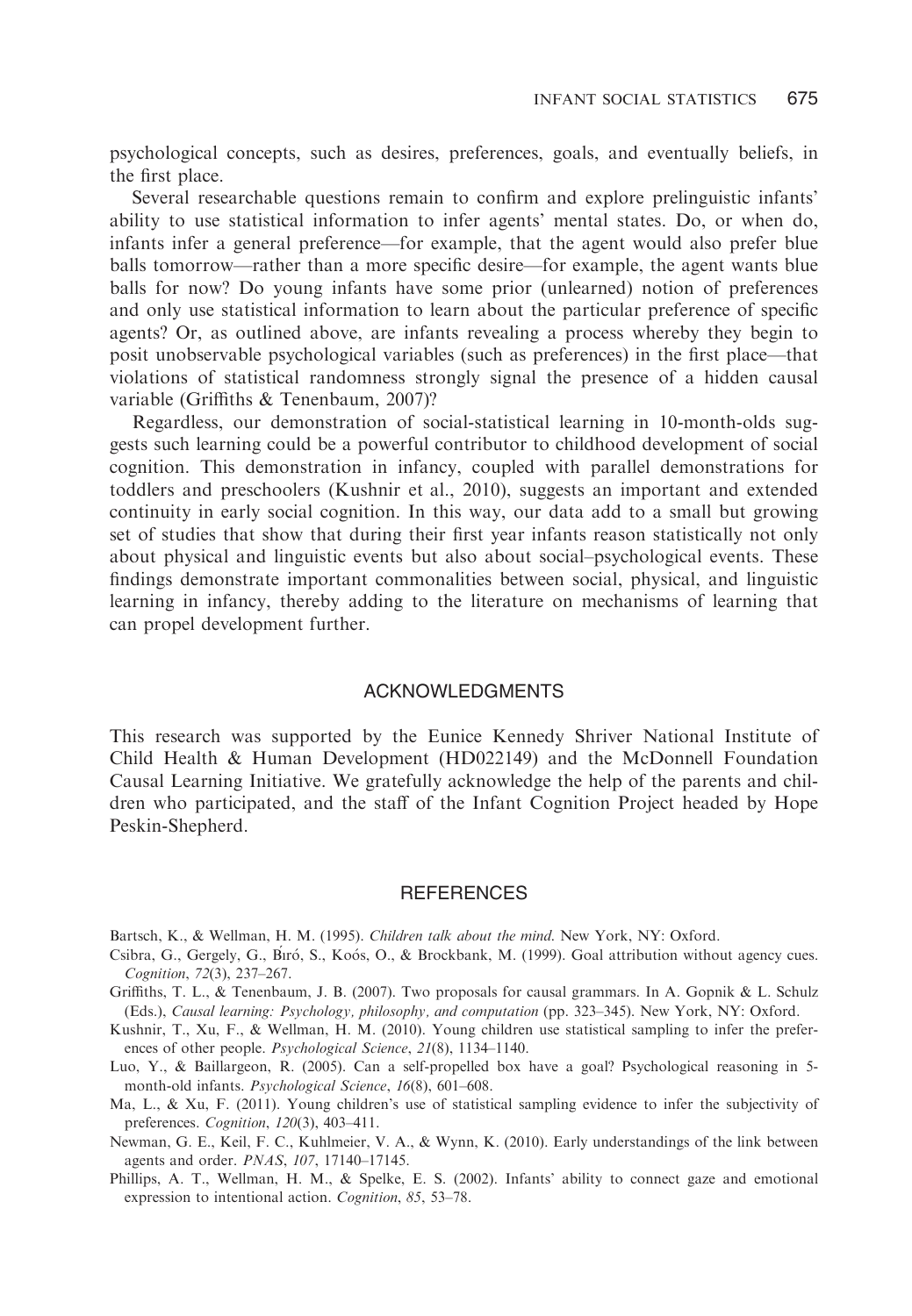psychological concepts, such as desires, preferences, goals, and eventually beliefs, in the first place.

Several researchable questions remain to confirm and explore prelinguistic infants' ability to use statistical information to infer agents' mental states. Do, or when do, infants infer a general preference—for example, that the agent would also prefer blue balls tomorrow—rather than a more specific desire—for example, the agent wants blue balls for now? Do young infants have some prior (unlearned) notion of preferences and only use statistical information to learn about the particular preference of specific agents? Or, as outlined above, are infants revealing a process whereby they begin to posit unobservable psychological variables (such as preferences) in the first place—that violations of statistical randomness strongly signal the presence of a hidden causal variable (Griffiths & Tenenbaum, 2007)?

Regardless, our demonstration of social-statistical learning in 10-month-olds suggests such learning could be a powerful contributor to childhood development of social cognition. This demonstration in infancy, coupled with parallel demonstrations for toddlers and preschoolers (Kushnir et al., 2010), suggests an important and extended continuity in early social cognition. In this way, our data add to a small but growing set of studies that show that during their first year infants reason statistically not only about physical and linguistic events but also about social–psychological events. These findings demonstrate important commonalities between social, physical, and linguistic learning in infancy, thereby adding to the literature on mechanisms of learning that can propel development further.

## ACKNOWLEDGMENTS

This research was supported by the Eunice Kennedy Shriver National Institute of Child Health & Human Development (HD022149) and the McDonnell Foundation Causal Learning Initiative. We gratefully acknowledge the help of the parents and children who participated, and the staff of the Infant Cognition Project headed by Hope Peskin-Shepherd.

## REFERENCES

Bartsch, K., & Wellman, H. M. (1995). *Children talk about the mind*. New York, NY: Oxford.

Csibra, G., Gergely, G., Bíró, S., Koós, O., & Brockbank, M. (1999). Goal attribution without agency cues. *Cognition*, *72*(3), 237–267.

Griffiths, T. L., & Tenenbaum, J. B. (2007). Two proposals for causal grammars. In A. Gopnik & L. Schulz (Eds.), *Causal learning: Psychology, philosophy, and computation* (pp. 323–345). New York, NY: Oxford.

Kushnir, T., Xu, F., & Wellman, H. M. (2010). Young children use statistical sampling to infer the preferences of other people. *Psychological Science*, *21*(8), 1134–1140.

Luo, Y., & Baillargeon, R. (2005). Can a self-propelled box have a goal? Psychological reasoning in 5-month-old infants. *Psychological Science*, *16*(8), 601–608.

Ma, L., & Xu, F. (2011). Young children's use of statistical sampling evidence to infer the subjectivity of preferences. *Cognition*, *120*(3), 403–411.

Newman, G. E., Keil, F. C., Kuhlmeier, V. A., & Wynn, K. (2010). Early understandings of the link between agents and order. *PNAS*, *107*, 17140–17145.

Phillips, A. T., Wellman, H. M., & Spelke, E. S. (2002). Infants' ability to connect gaze and emotional expression to intentional action. *Cognition*, *85*, 53–78.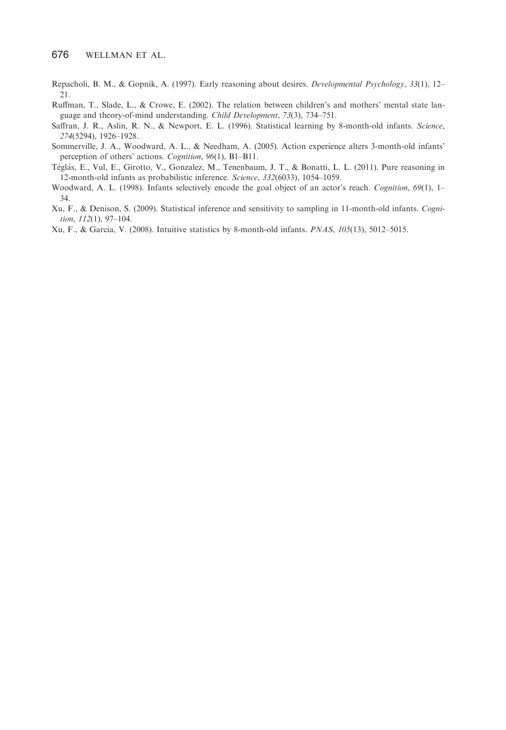Repacholi, B. M., & Gopnik, A. (1997). Early reasoning about desires. *Developmental Psychology*, *33*(1), 12–21.

Ruffman, T., Slade, L., & Crowe, E. (2002). The relation between children's and mothers' mental state language and theory-of-mind understanding. *Child Development*, *73*(3), 734–751.

Saffran, J. R., Aslin, R. N., & Newport, E. L. (1996). Statistical learning by 8-month-old infants. *Science*, *274*(5294), 1926–1928.

Sommerville, J. A., Woodward, A. L., & Needham, A. (2005). Action experience alters 3-month-old infants' perception of others' actions. *Cognition*, *96*(1), B1–B11.

Téglás, E., Vul, E., Girotto, V., Gonzalez, M., Tenenbaum, J. T., & Bonatti, L. L. (2011). Pure reasoning in 12-month-old infants as probabilistic inference. *Science*, *332*(6033), 1054–1059.

Woodward, A. L. (1998). Infants selectively encode the goal object of an actor's reach. *Cognition*, *69*(1), 1–34.

Xu, F., & Denison, S. (2009). Statistical inference and sensitivity to sampling in 11-month-old infants. *Cognition*, *112*(1), 97–104.

Xu, F., & Garcia, V. (2008). Intuitive statistics by 8-month-old infants. *PNAS*, *105*(13), 5012–5015.